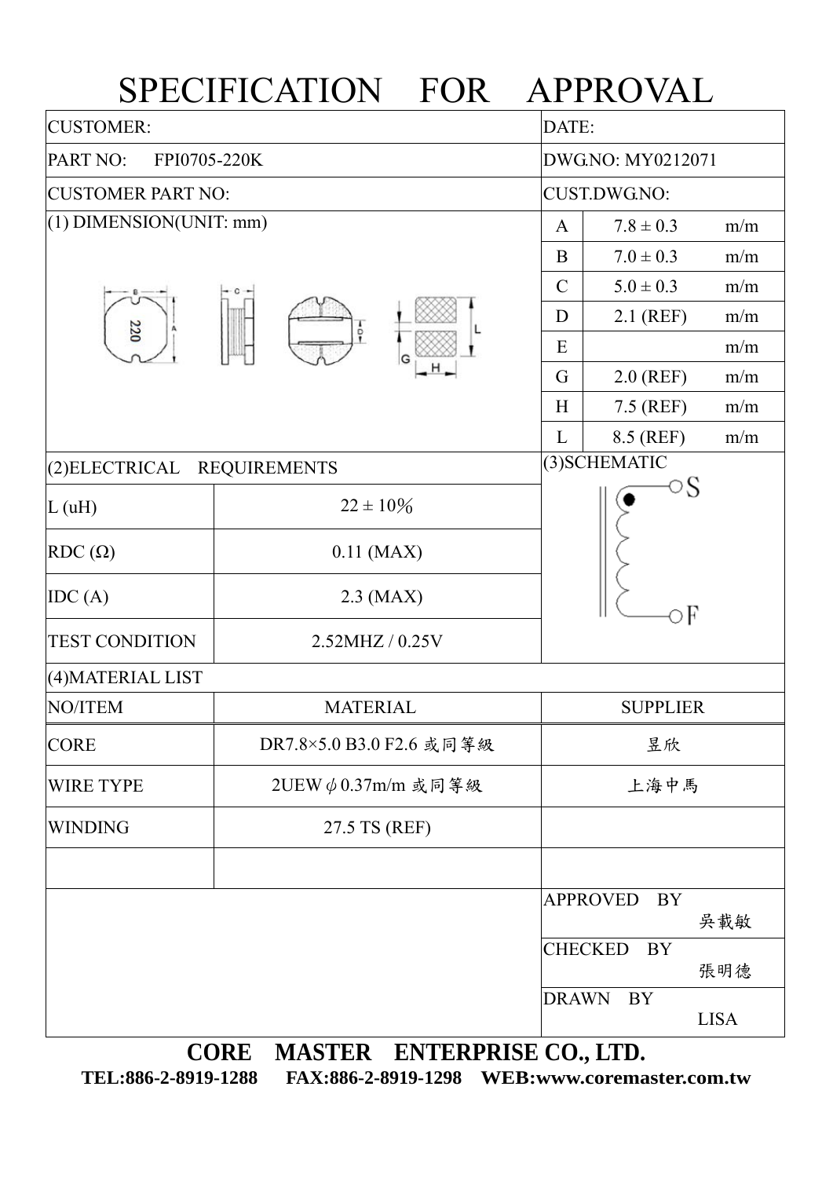# SPECIFICATION FOR APPROVAL

| CUSTOMER: | DATE: |
|---|---|
| PART NO: FPI0705-220K | DWG.NO: MY0212071 |
| CUSTOMER PART NO: | CUST.DWG.NO: |

## (1) DIMENSION(UNIT: mm)

| | | |
|---|---|---|
| A | 7.8 ± 0.3 | m/m |
| B | 7.0 ± 0.3 | m/m |
| C | 5.0 ± 0.3 | m/m |
| D | 2.1 (REF) | m/m |
| E | | m/m |
| G | 2.0 (REF) | m/m |
| H | 7.5 (REF) | m/m |
| L | 8.5 (REF) | m/m |

## (2)ELECTRICAL REQUIREMENTS

| | |
|---|---|
| L (uH) | 22 ± 10% |
| RDC (Ω) | 0.11 (MAX) |
| IDC (A) | 2.3 (MAX) |
| TEST CONDITION | 2.52MHZ / 0.25V |

## (3)SCHEMATIC

S

F

## (4)MATERIAL LIST

| NO/ITEM | MATERIAL | SUPPLIER |
|---|---|---|
| CORE | DR7.8×5.0 B3.0 F2.6 或同等級 | 昱欣 |
| WIRE TYPE | 2UEW φ 0.37m/m 或同等級 | 上海中馬 |
| WINDING | 27.5 TS (REF) | |
| | | |

| | |
|---|---|
| APPROVED BY | 吳載敏 |
| CHECKED BY | 張明德 |
| DRAWN BY | LISA |

**CORE MASTER ENTERPRISE CO., LTD.**

**TEL:886-2-8919-1288 FAX:886-2-8919-1298 WEB:www.coremaster.com.tw**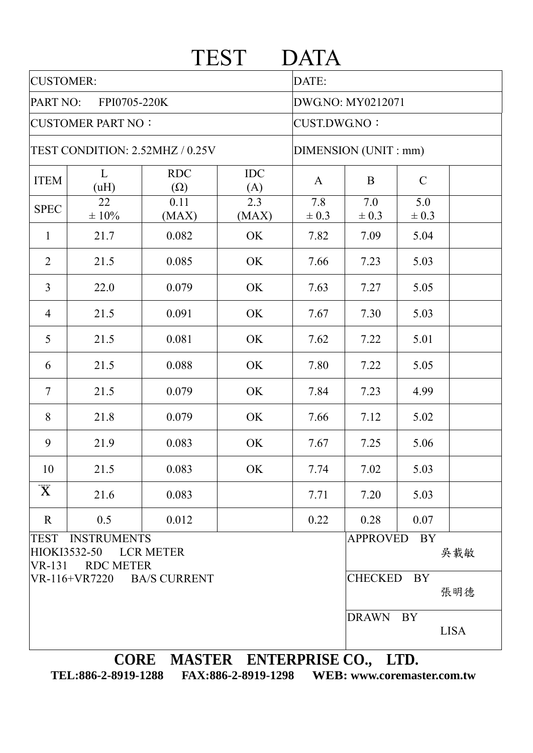# TEST DATA

| CUSTOMER: | | | | DATE: | | | |
|---|---|---|---|---|---|---|---|
| PART NO: FPI0705-220K | | | | DWG.NO: MY0212071 | | | |
| CUSTOMER PART NO： | | | | CUST.DWG.NO： | | | |
| TEST CONDITION: 2.52MHZ / 0.25V | | | | DIMENSION (UNIT : mm) | | | |
| ITEM | L (uH) | RDC (Ω) | IDC (A) | A | B | C | |
| SPEC | 22 ± 10% | 0.11 (MAX) | 2.3 (MAX) | 7.8 ± 0.3 | 7.0 ± 0.3 | 5.0 ± 0.3 | |
| 1 | 21.7 | 0.082 | OK | 7.82 | 7.09 | 5.04 | |
| 2 | 21.5 | 0.085 | OK | 7.66 | 7.23 | 5.03 | |
| 3 | 22.0 | 0.079 | OK | 7.63 | 7.27 | 5.05 | |
| 4 | 21.5 | 0.091 | OK | 7.67 | 7.30 | 5.03 | |
| 5 | 21.5 | 0.081 | OK | 7.62 | 7.22 | 5.01 | |
| 6 | 21.5 | 0.088 | OK | 7.80 | 7.22 | 5.05 | |
| 7 | 21.5 | 0.079 | OK | 7.84 | 7.23 | 4.99 | |
| 8 | 21.8 | 0.079 | OK | 7.66 | 7.12 | 5.02 | |
| 9 | 21.9 | 0.083 | OK | 7.67 | 7.25 | 5.06 | |
| 10 | 21.5 | 0.083 | OK | 7.74 | 7.02 | 5.03 | |
| $\bar{X}$ | 21.6 | 0.083 | | 7.71 | 7.20 | 5.03 | |
| R | 0.5 | 0.012 | | 0.22 | 0.28 | 0.07 | |

| TEST INSTRUMENTS | |
|---|---|
| HIOKI3532-50 LCR METER<br>VR-131 RDC METER<br>VR-116+VR7220 BA/S CURRENT | APPROVED BY 吳載敏 |
| | CHECKED BY 張明德 |
| | DRAWN BY LISA |

**CORE MASTER ENTERPRISE CO., LTD.**

**TEL:886-2-8919-1288 FAX:886-2-8919-1298 WEB: www.coremaster.com.tw**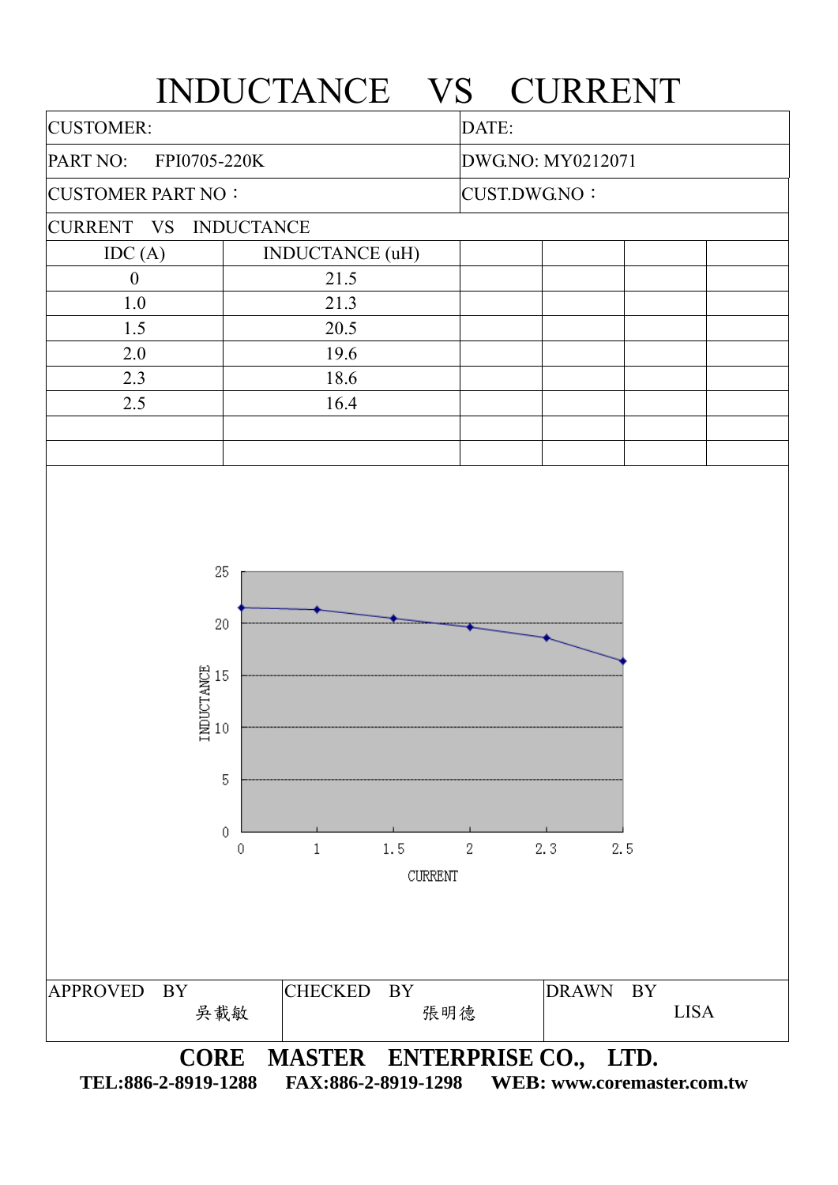# INDUCTANCE VS CURRENT

| | |
|---|---|
| CUSTOMER: | DATE: |
| PART NO: FPI0705-220K | DWG.NO: MY0212071 |
| CUSTOMER PART NO： | CUST.DWG.NO： |

CURRENT VS INDUCTANCE

| IDC (A) | INDUCTANCE (uH) | | | | |
|---|---|---|---|---|---|
| 0 | 21.5 | | | | |
| 1.0 | 21.3 | | | | |
| 1.5 | 20.5 | | | | |
| 2.0 | 19.6 | | | | |
| 2.3 | 18.6 | | | | |
| 2.5 | 16.4 | | | | |
| | | | | | |
| | | | | | |

25
20
15
10
5
0
INDUCTANCE
0 1 1.5 2 2.3 2.5
CURRENT

| | | |
|---|---|---|
| APPROVED BY 吳載敏 | CHECKED BY 張明德 | DRAWN BY LISA |

**CORE MASTER ENTERPRISE CO., LTD.**

**TEL:886-2-8919-1288 FAX:886-2-8919-1298 WEB: www.coremaster.com.tw**